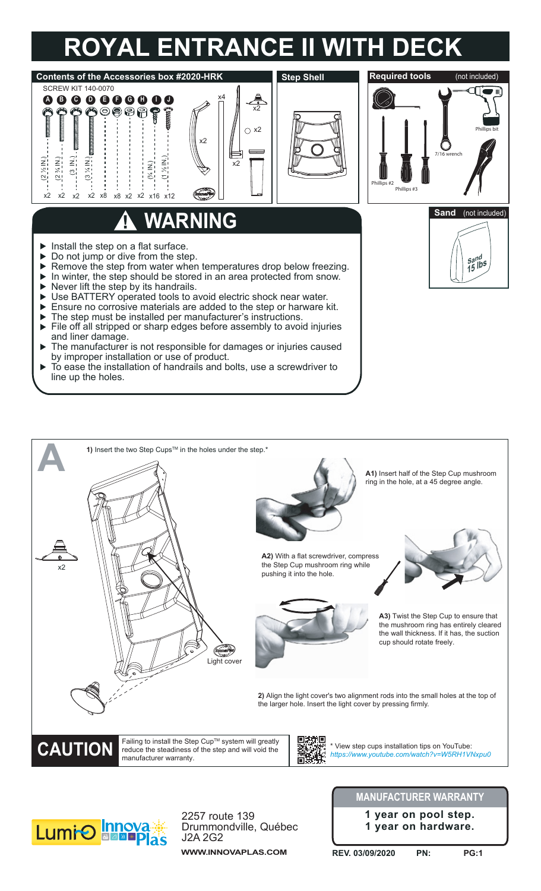# ROYAL ENTRANCE II WITH DECK

## Contents of the Accessories box #2020-HRK

SCREW KIT 140-0070

| A | B | C | D | E | F | G | H | I | J |
|---|---|---|---|---|---|---|---|---|---|
| (2 ½ IN.) | (2 ¾ IN.) | (3 IN.) | (3 ¼ IN.) | | | | (¾ IN.) | (1 ½ IN.) | |
| x2 | x2 | x2 | x2 | x8 | x8 | x2 | x2 | x16 | x12 |

x4, x2, x2, x2, x2

## Step Shell

## Required tools (not included)

- Phillips #2
- Phillips #3
- 7/16 wrench
- Phillips bit

## Sand (not included)

Sand 15 lbs

## WARNING

- Install the step on a flat surface.
- Do not jump or dive from the step.
- Remove the step from water when temperatures drop below freezing.
- In winter, the step should be stored in an area protected from snow.
- Never lift the step by its handrails.
- Use BATTERY operated tools to avoid electric shock near water.
- Ensure no corrosive materials are added to the step or harware kit.
- The step must be installed per manufacturer's instructions.
- File off all stripped or sharp edges before assembly to avoid injuries and liner damage.
- The manufacturer is not responsible for damages or injuries caused by improper installation or use of product.
- To ease the installation of handrails and bolts, use a screwdriver to line up the holes.

## A

**1)** Insert the two Step Cups™ in the holes under the step.*

x2

Light cover

**A1)** Insert half of the Step Cup mushroom ring in the hole, at a 45 degree angle.

**A2)** With a flat screwdriver, compress the Step Cup mushroom ring while pushing it into the hole.

**A3)** Twist the Step Cup to ensure that the mushroom ring has entirely cleared the wall thickness. If it has, the suction cup should rotate freely.

**2)** Align the light cover's two alignment rods into the small holes at the top of the larger hole. Insert the light cover by pressing firmly.

**CAUTION** Failing to install the Step Cup™ system will greatly reduce the steadiness of the step and will void the manufacturer warranty.

\* View step cups installation tips on YouTube: *https://www.youtube.com/watch?v=W5RH1VNxpu0*

Lumi-O Innova Plas

2257 route 139
Drummondville, Québec
J2A 2G2

**WWW.INNOVAPLAS.COM**

**MANUFACTURER WARRANTY**

**1 year on pool step.**
**1 year on hardware.**

REV. 03/09/2020 PN: PG:1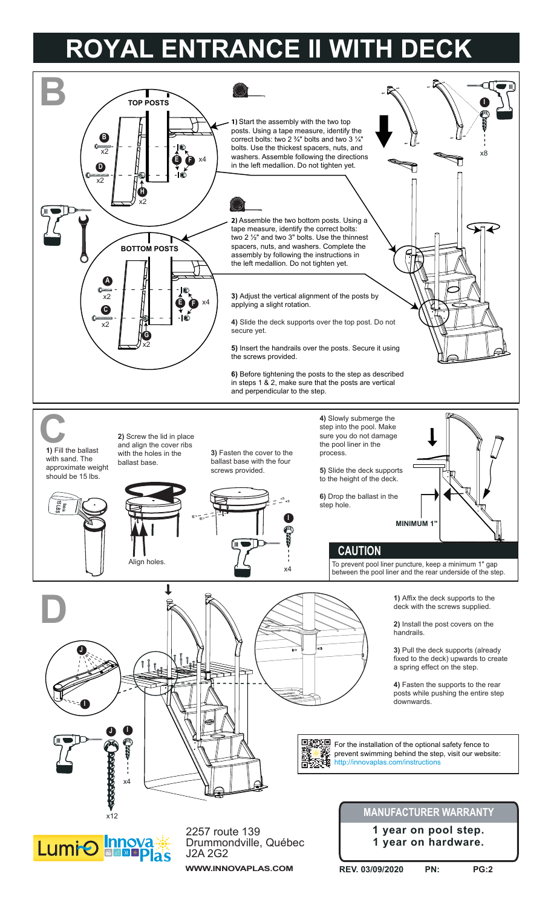# ROYAL ENTRANCE II WITH DECK

## B

TOP POSTS

B x2

D x2

E F x4

H x2

BOTTOM POSTS

A x2

C x2

E F x4

G x2

**1)** Start the assembly with the two top posts. Using a tape measure, identify the correct bolts: two 2 ¾" bolts and two 3 ¼" bolts. Use the thickest spacers, nuts, and washers. Assemble following the directions in the left medallion. Do not tighten yet.

**2)** Assemble the two bottom posts. Using a tape measure, identify the correct bolts: two 2 ½" and two 3" bolts. Use the thinnest spacers, nuts, and washers. Complete the assembly by following the instructions in the left medallion. Do not tighten yet.

**3)** Adjust the vertical alignment of the posts by applying a slight rotation.

**4)** Slide the deck supports over the top post. Do not secure yet.

**5)** Insert the handrails over the posts. Secure it using the screws provided.

**6)** Before tightening the posts to the step as described in steps 1 & 2, make sure that the posts are vertical and perpendicular to the step.

I x8

## C

**1)** Fill the ballast with sand. The approximate weight should be 15 lbs.

**2)** Screw the lid in place and align the cover ribs with the holes in the ballast base.

Align holes.

**3)** Fasten the cover to the ballast base with the four screws provided.

I x4

**4)** Slowly submerge the step into the pool. Make sure you do not damage the pool liner in the process.

**5)** Slide the deck supports to the height of the deck.

**6)** Drop the ballast in the step hole.

MINIMUM 1"

### CAUTION

To prevent pool liner puncture, keep a minimum 1" gap between the pool liner and the rear underside of the step.

## D

J x12

I x4

**1)** Affix the deck supports to the deck with the screws supplied.

**2)** Install the post covers on the handrails.

**3)** Pull the deck supports (already fixed to the deck) upwards to create a spring effect on the step.

**4)** Fasten the supports to the rear posts while pushing the entire step downwards.

For the installation of the optional safety fence to prevent swimming behind the step, visit our website: http://innovaplas.com/instructions

### MANUFACTURER WARRANTY

**1 year on pool step.**
**1 year on hardware.**

2257 route 139
Drummondville, Québec
J2A 2G2

**WWW.INNOVAPLAS.COM**

REV. 03/09/2020 PN: